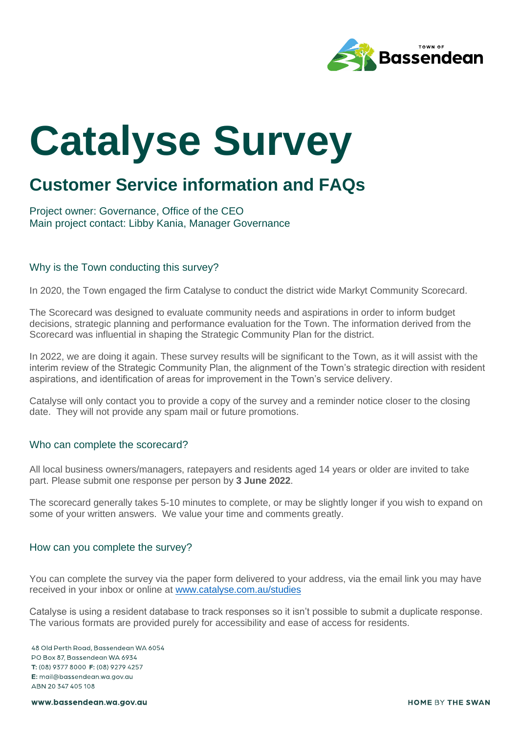# Catalyse Survey

## Customer Service information and FAQs

Project owner: Governance, Office of the CEO
Main project contact: Libby Kania, Manager Governance

### Why is the Town conducting this survey?

In 2020, the Town engaged the firm Catalyse to conduct the district wide Markyt Community Scorecard.

The Scorecard was designed to evaluate community needs and aspirations in order to inform budget decisions, strategic planning and performance evaluation for the Town. The information derived from the Scorecard was influential in shaping the Strategic Community Plan for the district.

In 2022, we are doing it again. These survey results will be significant to the Town, as it will assist with the interim review of the Strategic Community Plan, the alignment of the Town's strategic direction with resident aspirations, and identification of areas for improvement in the Town's service delivery.

Catalyse will only contact you to provide a copy of the survey and a reminder notice closer to the closing date. They will not provide any spam mail or future promotions.

### Who can complete the scorecard?

All local business owners/managers, ratepayers and residents aged 14 years or older are invited to take part. Please submit one response per person by **3 June 2022**.

The scorecard generally takes 5-10 minutes to complete, or may be slightly longer if you wish to expand on some of your written answers. We value your time and comments greatly.

### How can you complete the survey?

You can complete the survey via the paper form delivered to your address, via the email link you may have received in your inbox or online at [www.catalyse.com.au/studies](www.catalyse.com.au/studies)

Catalyse is using a resident database to track responses so it isn't possible to submit a duplicate response. The various formats are provided purely for accessibility and ease of access for residents.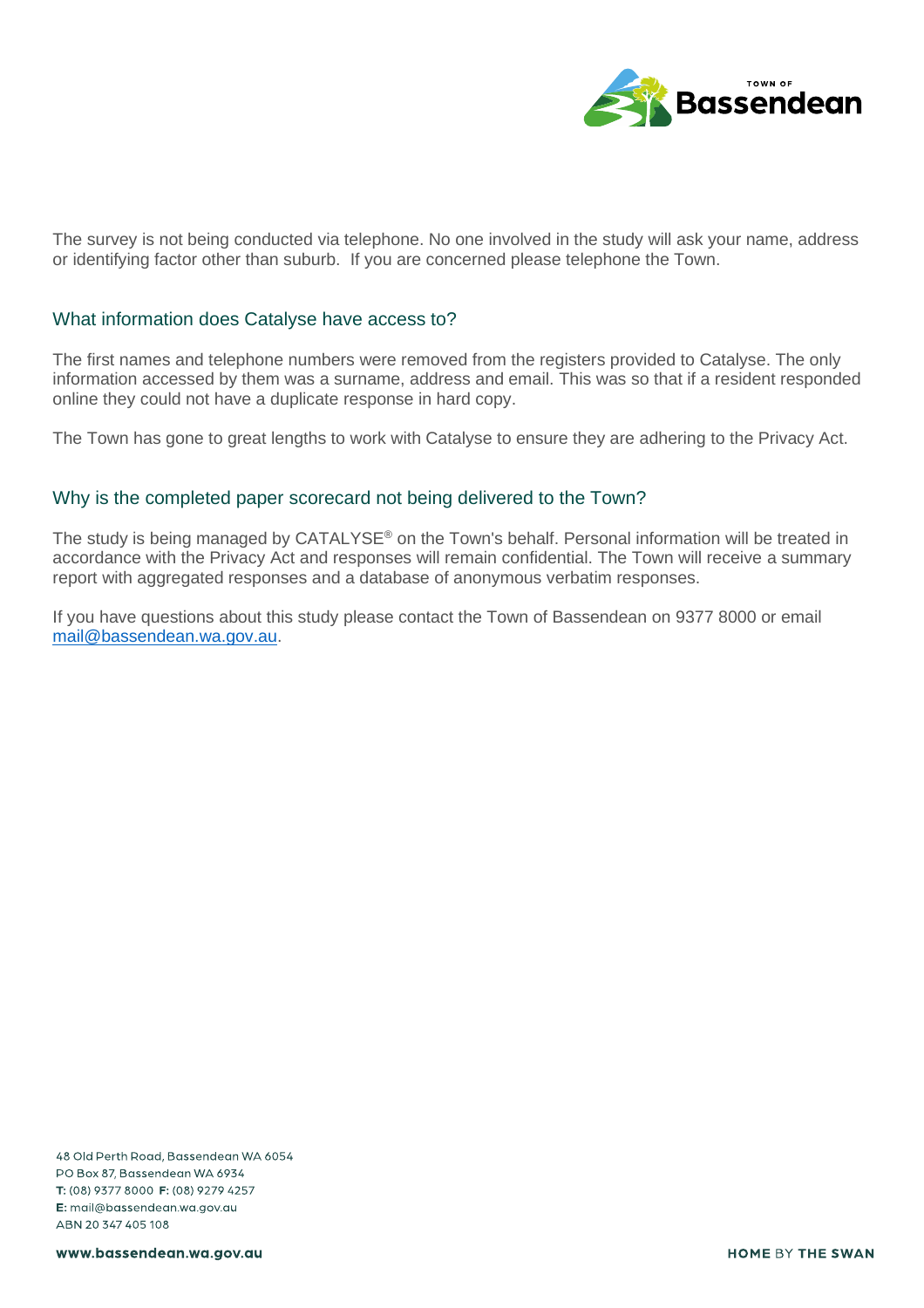The survey is not being conducted via telephone. No one involved in the study will ask your name, address or identifying factor other than suburb. If you are concerned please telephone the Town.

## What information does Catalyse have access to?

The first names and telephone numbers were removed from the registers provided to Catalyse. The only information accessed by them was a surname, address and email. This was so that if a resident responded online they could not have a duplicate response in hard copy.

The Town has gone to great lengths to work with Catalyse to ensure they are adhering to the Privacy Act.

## Why is the completed paper scorecard not being delivered to the Town?

The study is being managed by CATALYSE® on the Town's behalf. Personal information will be treated in accordance with the Privacy Act and responses will remain confidential. The Town will receive a summary report with aggregated responses and a database of anonymous verbatim responses.

If you have questions about this study please contact the Town of Bassendean on 9377 8000 or email mail@bassendean.wa.gov.au.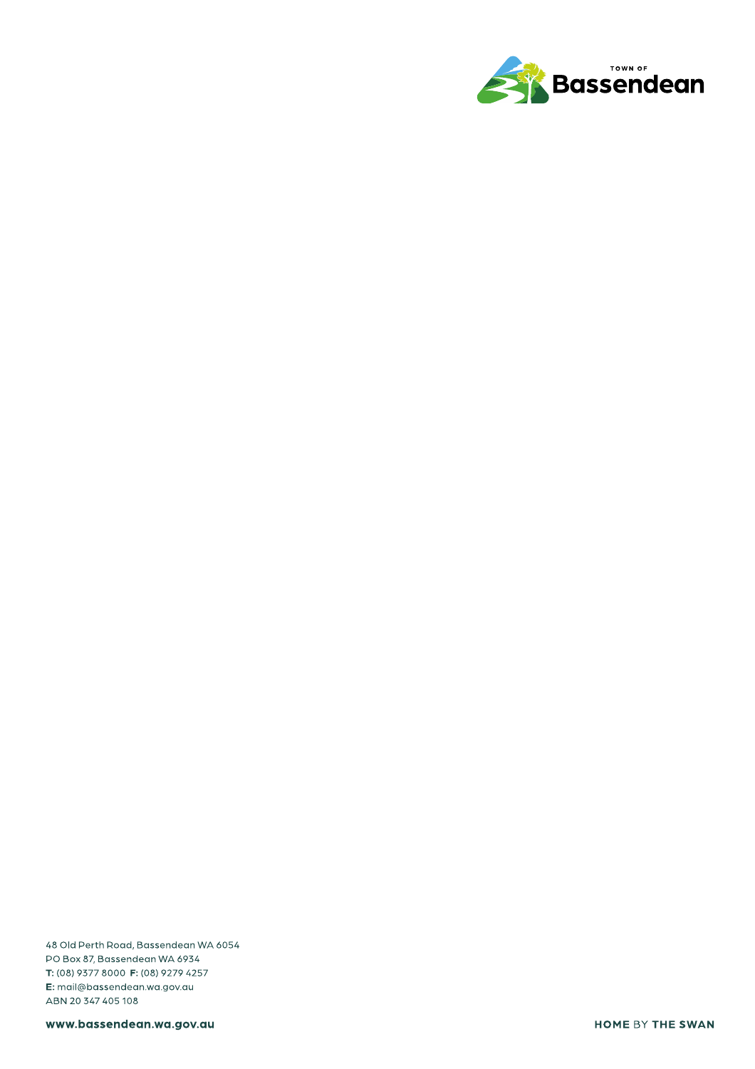TOWN OF
**Bassendean**

48 Old Perth Road, Bassendean WA 6054
PO Box 87, Bassendean WA 6934
**T:** (08) 9377 8000 **F:** (08) 9279 4257
**E:** mail@bassendean.wa.gov.au
ABN 20 347 405 108

**www.bassendean.wa.gov.au**

**HOME** BY **THE SWAN**